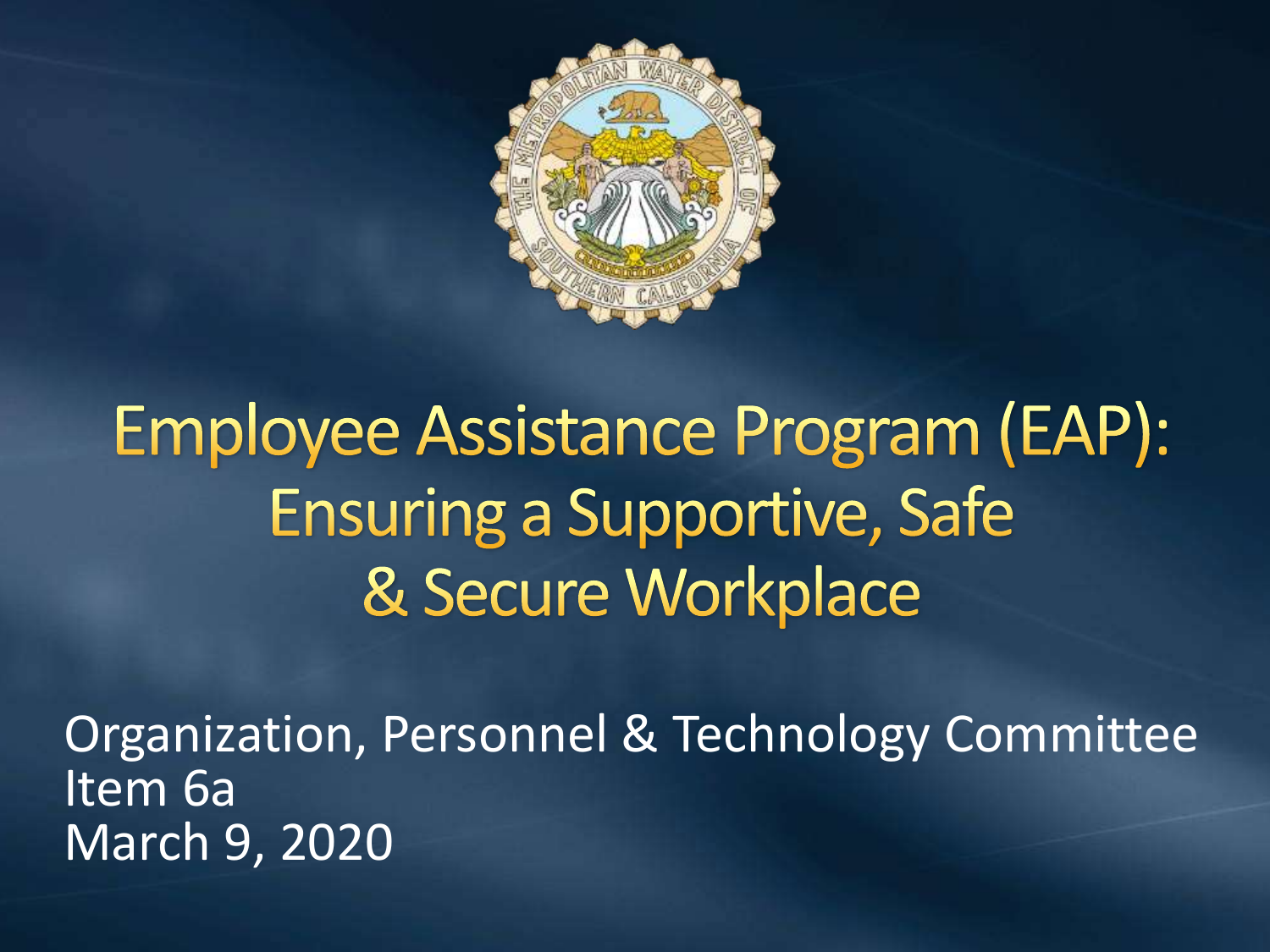# Employee Assistance Program (EAP): Ensuring a Supportive, Safe & Secure Workplace

Organization, Personnel & Technology Committee
Item 6a
March 9, 2020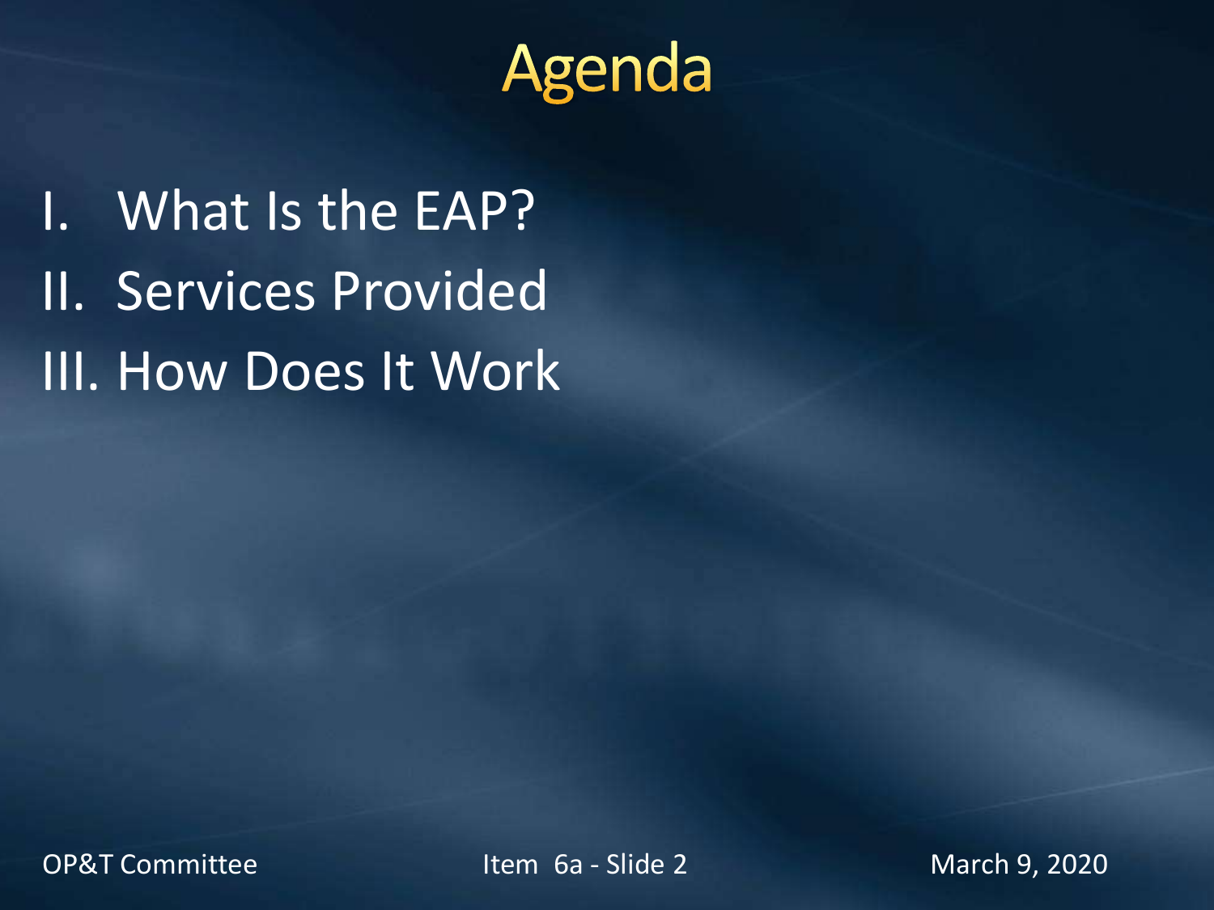# Agenda

I. What Is the EAP?
II. Services Provided
III. How Does It Work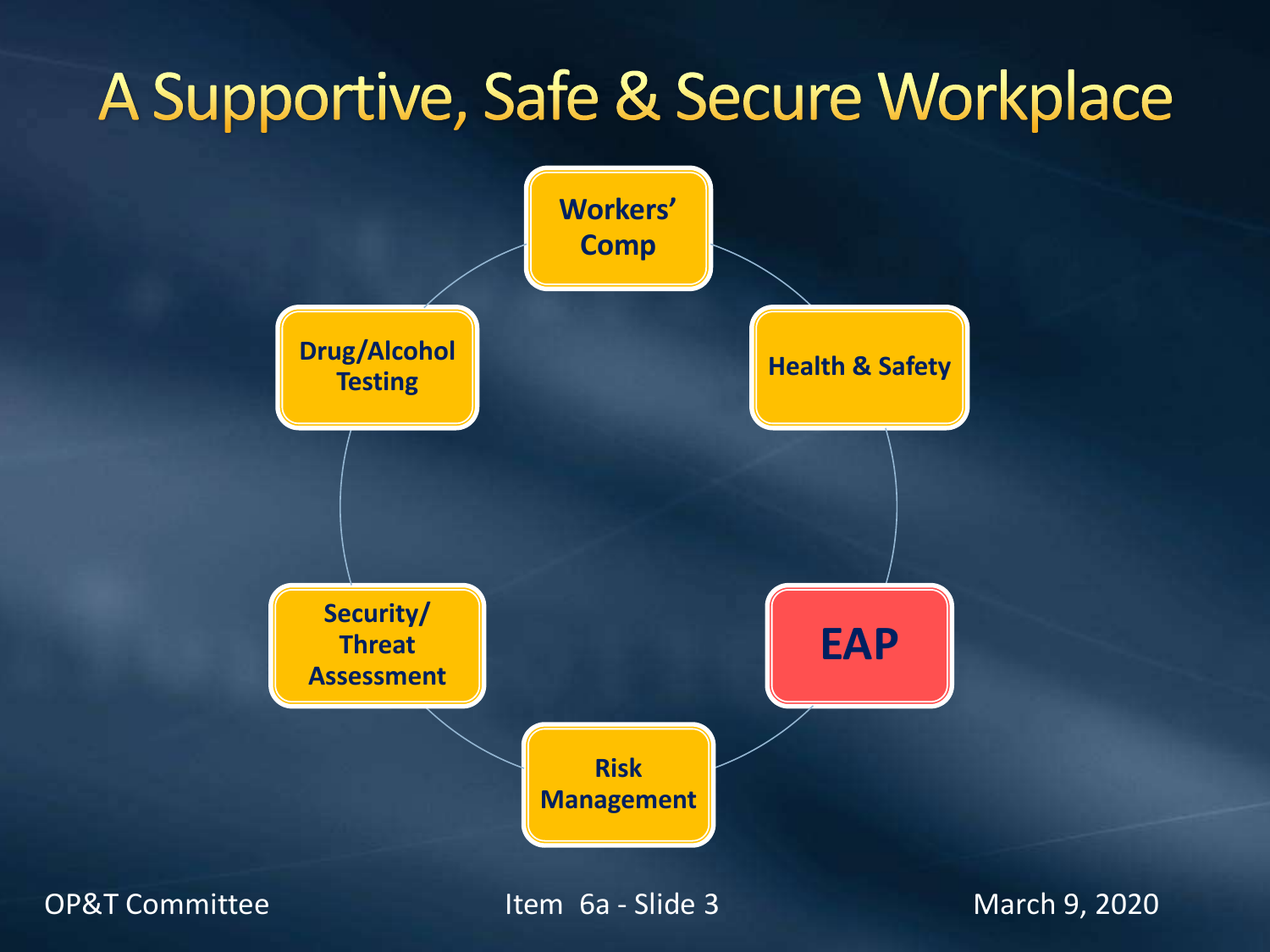# A Supportive, Safe & Secure Workplace

- Workers' Comp
- Health & Safety
- EAP
- Risk Management
- Security/ Threat Assessment
- Drug/Alcohol Testing

OP&T Committee

Item 6a - Slide 3

March 9, 2020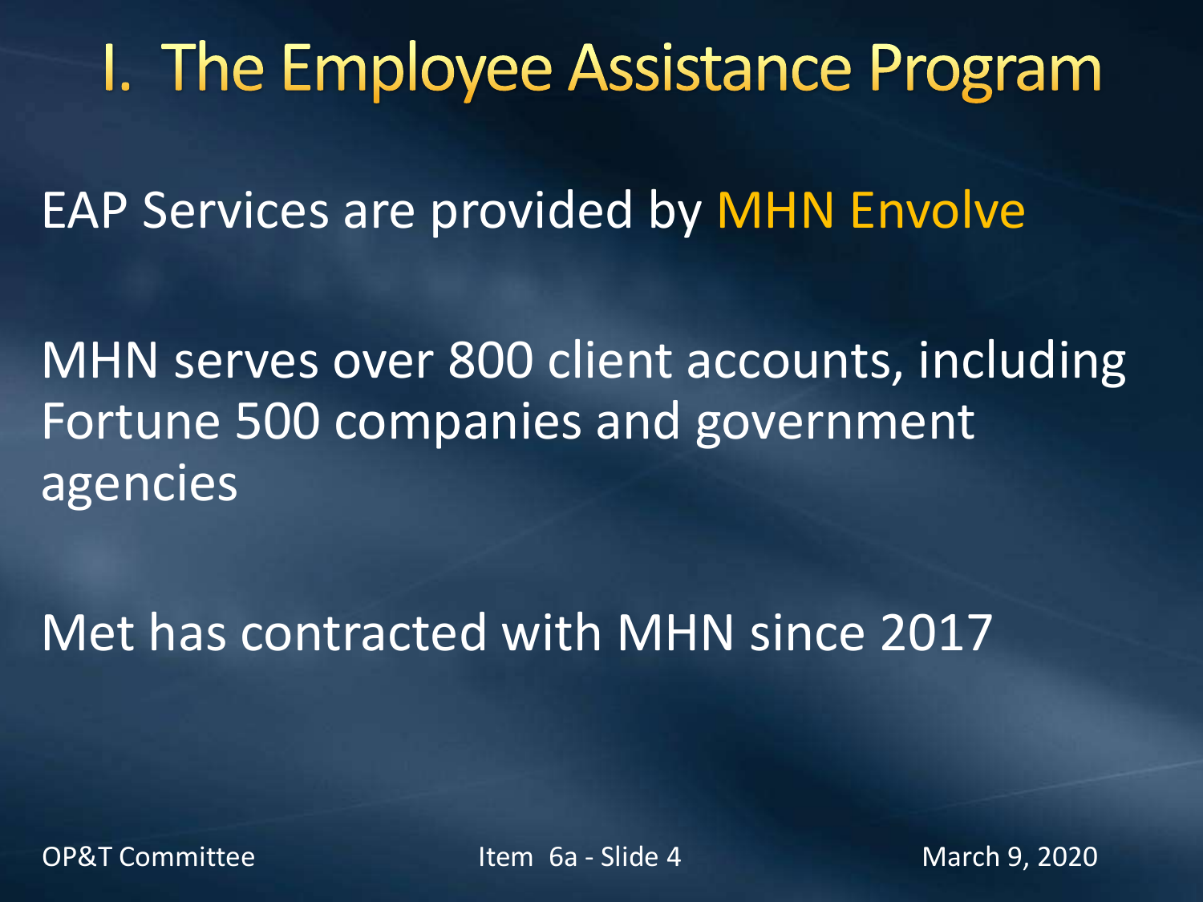# I. The Employee Assistance Program

EAP Services are provided by MHN Envolve

MHN serves over 800 client accounts, including Fortune 500 companies and government agencies

Met has contracted with MHN since 2017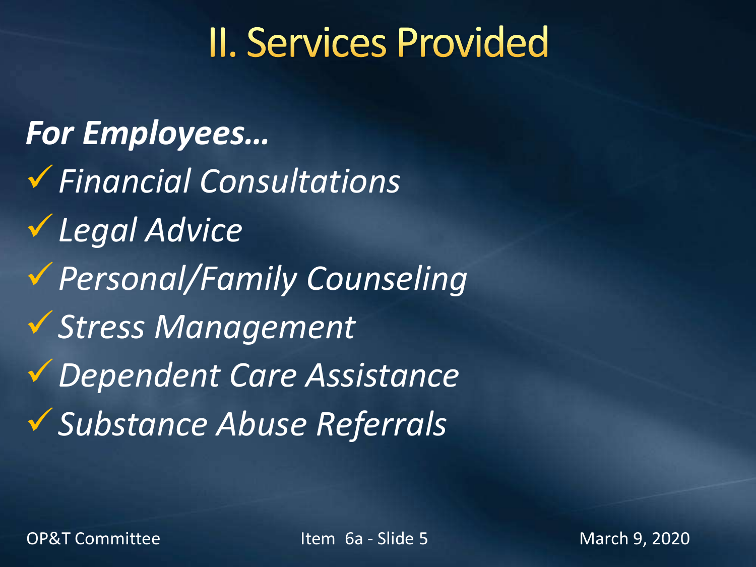# II. Services Provided

***For Employees…***

- ✓ *Financial Consultations*
- ✓ *Legal Advice*
- ✓ *Personal/Family Counseling*
- ✓ *Stress Management*
- ✓ *Dependent Care Assistance*
- ✓ *Substance Abuse Referrals*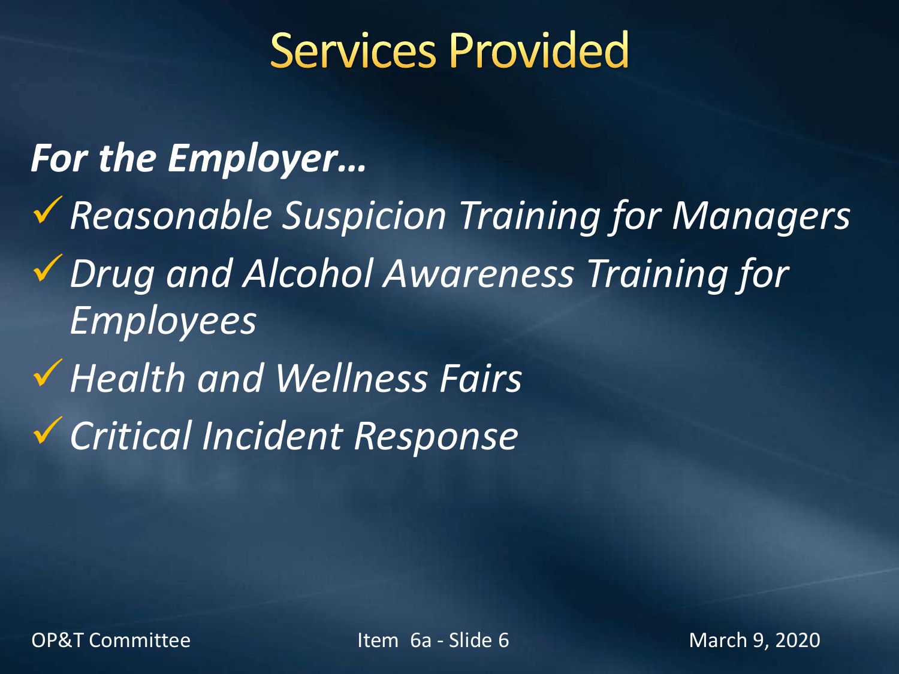# Services Provided

***For the Employer…***

- ✓ *Reasonable Suspicion Training for Managers*
- ✓ *Drug and Alcohol Awareness Training for Employees*
- ✓ *Health and Wellness Fairs*
- ✓ *Critical Incident Response*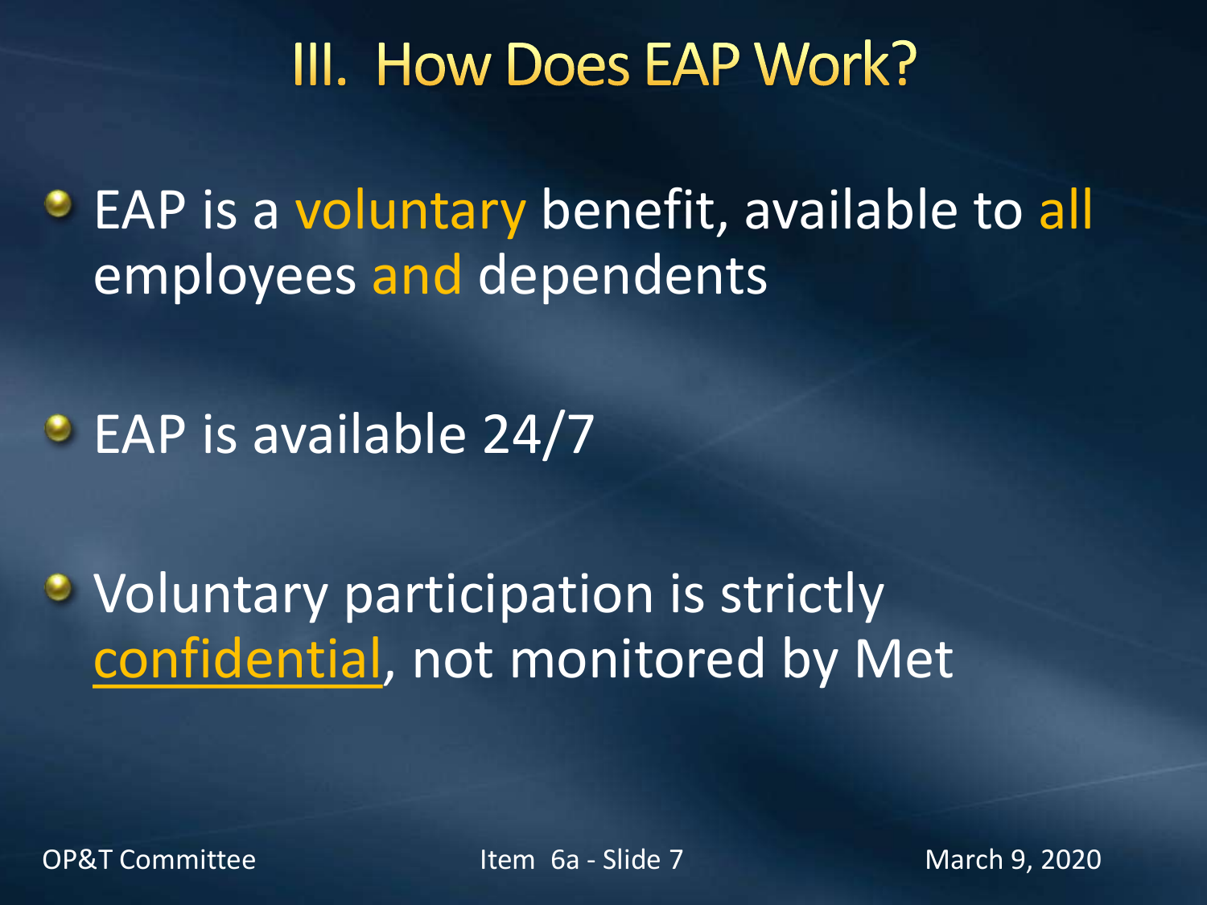# III. How Does EAP Work?

- EAP is a voluntary benefit, available to all employees and dependents
- EAP is available 24/7
- Voluntary participation is strictly confidential, not monitored by Met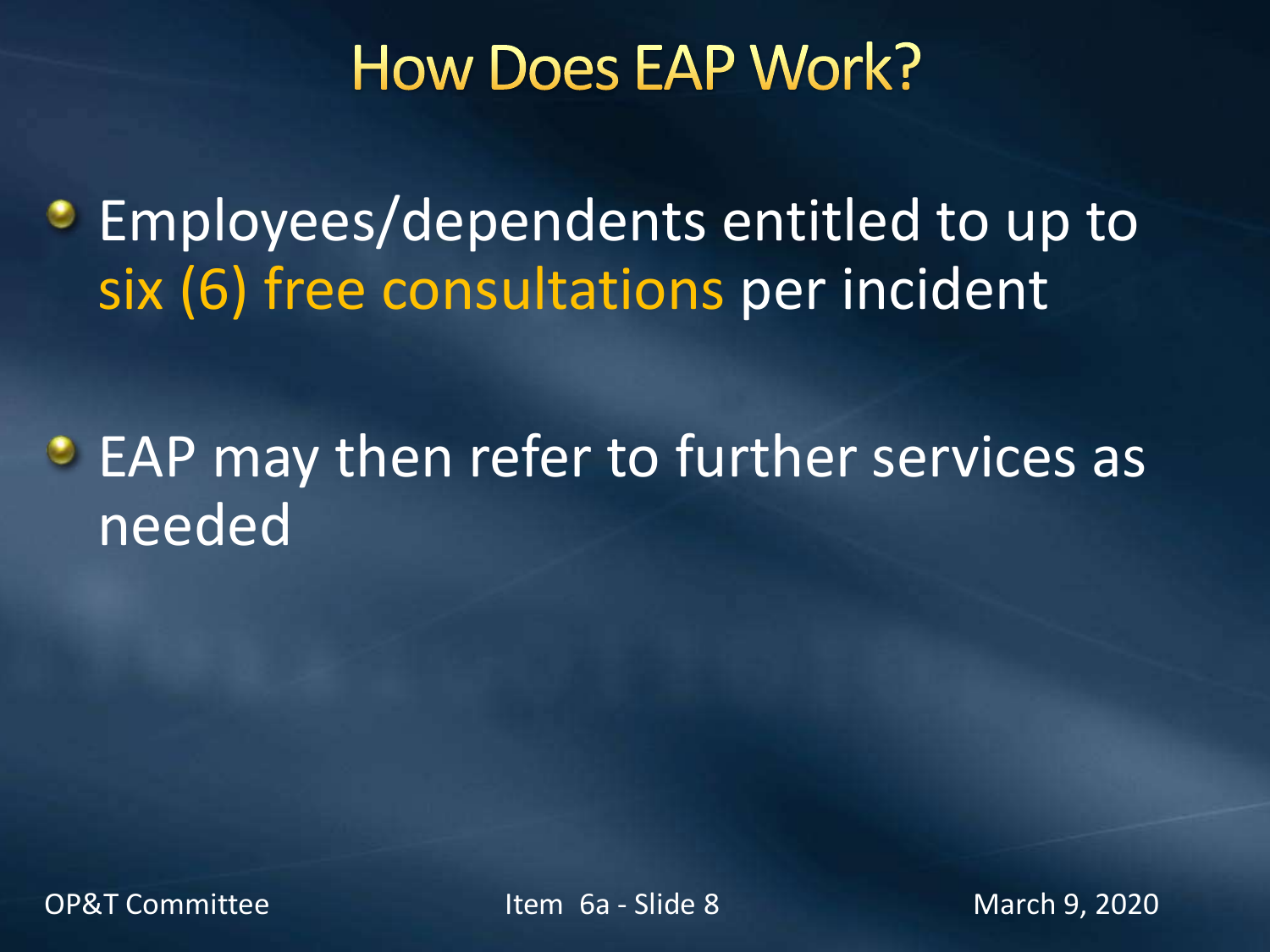# How Does EAP Work?

- Employees/dependents entitled to up to six (6) free consultations per incident
- EAP may then refer to further services as needed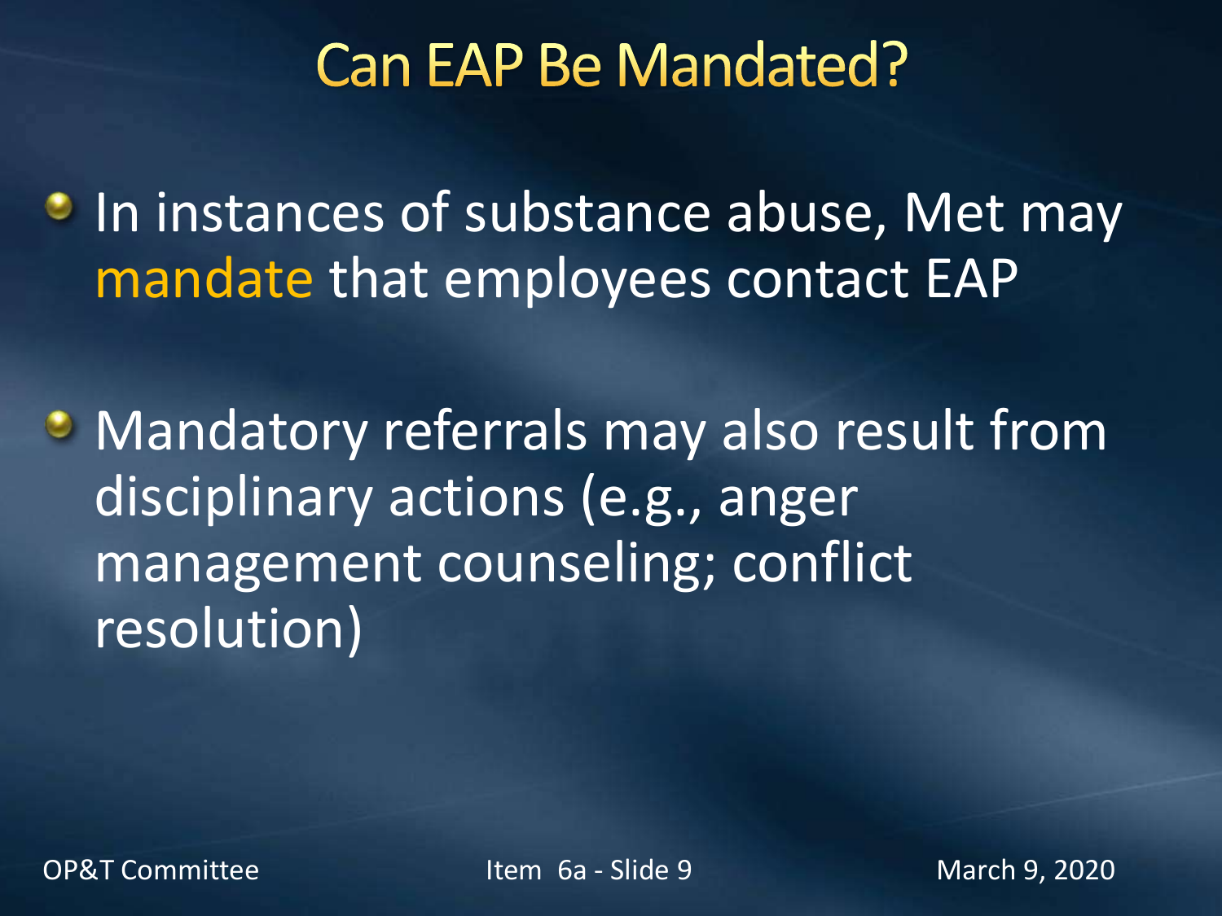# Can EAP Be Mandated?

- In instances of substance abuse, Met may mandate that employees contact EAP

- Mandatory referrals may also result from disciplinary actions (e.g., anger management counseling; conflict resolution)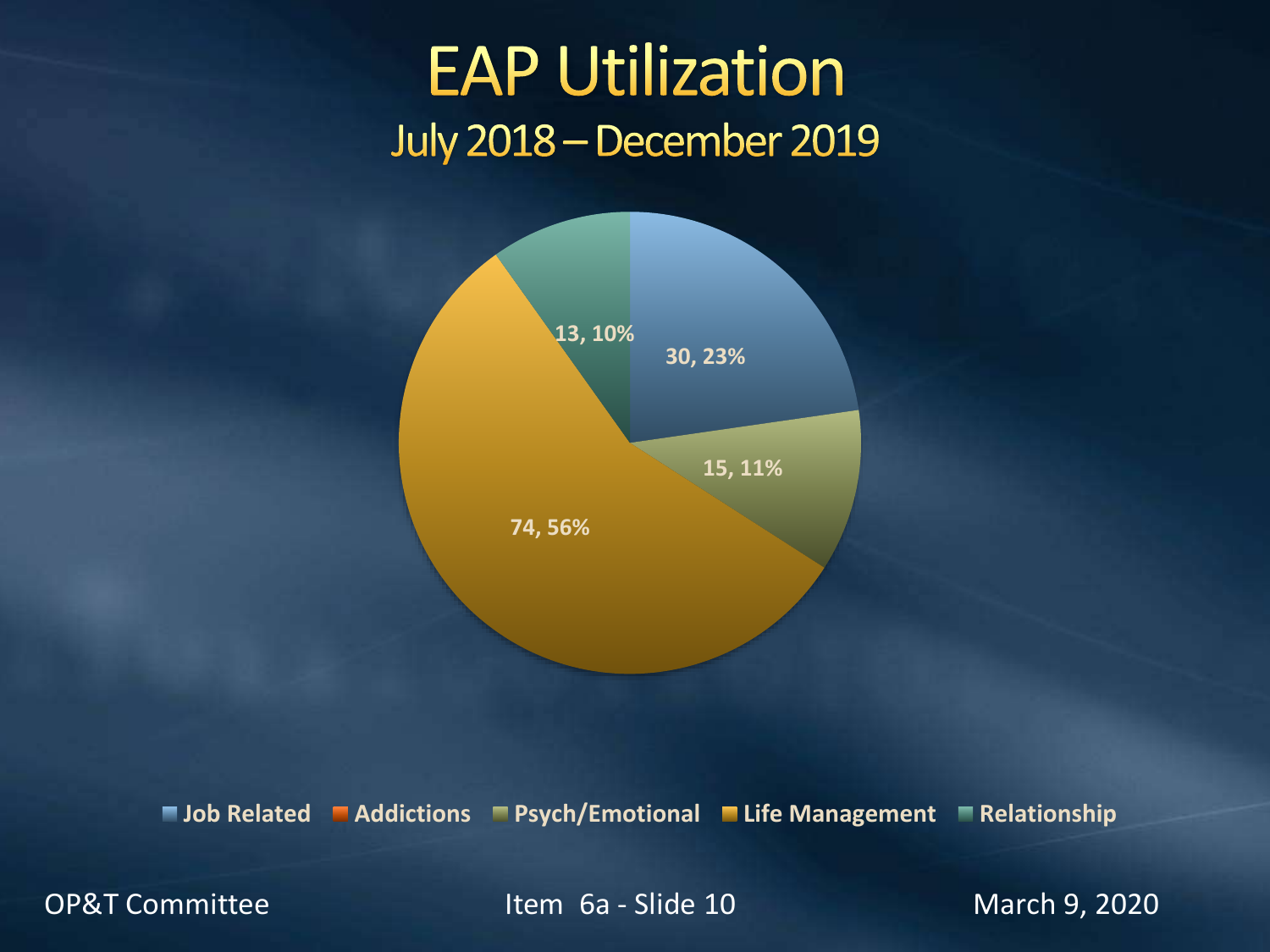# EAP Utilization

## July 2018 – December 2019

| Category | Count | Percent |
|---|---|---|
| Job Related | 30 | 23% |
| Addictions | | |
| Psych/Emotional | 15 | 11% |
| Life Management | 74 | 56% |
| Relationship | 13 | 10% |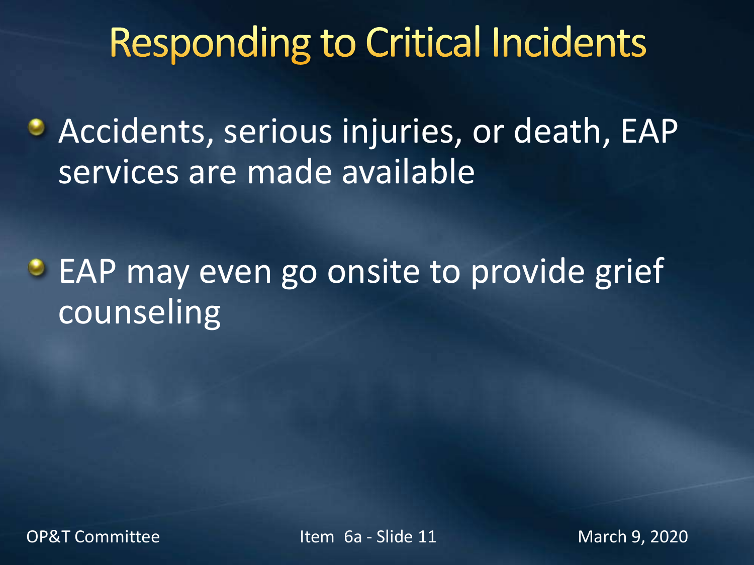# Responding to Critical Incidents

- Accidents, serious injuries, or death, EAP services are made available

- EAP may even go onsite to provide grief counseling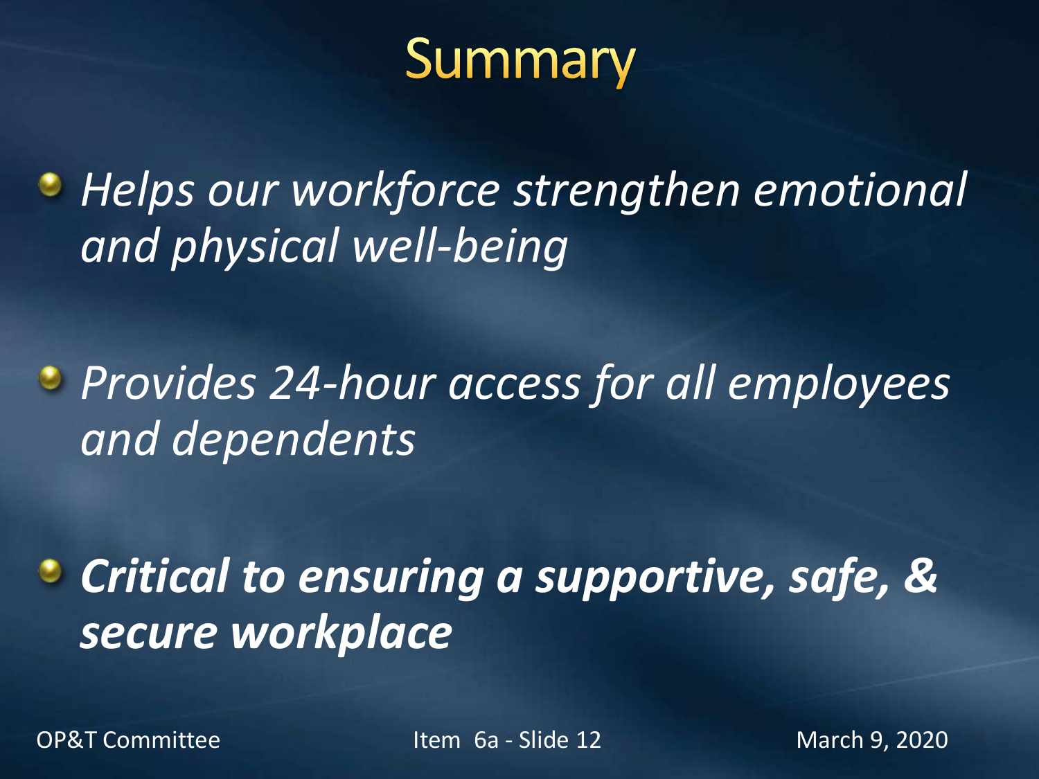# Summary

- *Helps our workforce strengthen emotional and physical well-being*
- *Provides 24-hour access for all employees and dependents*
- ***Critical to ensuring a supportive, safe, & secure workplace***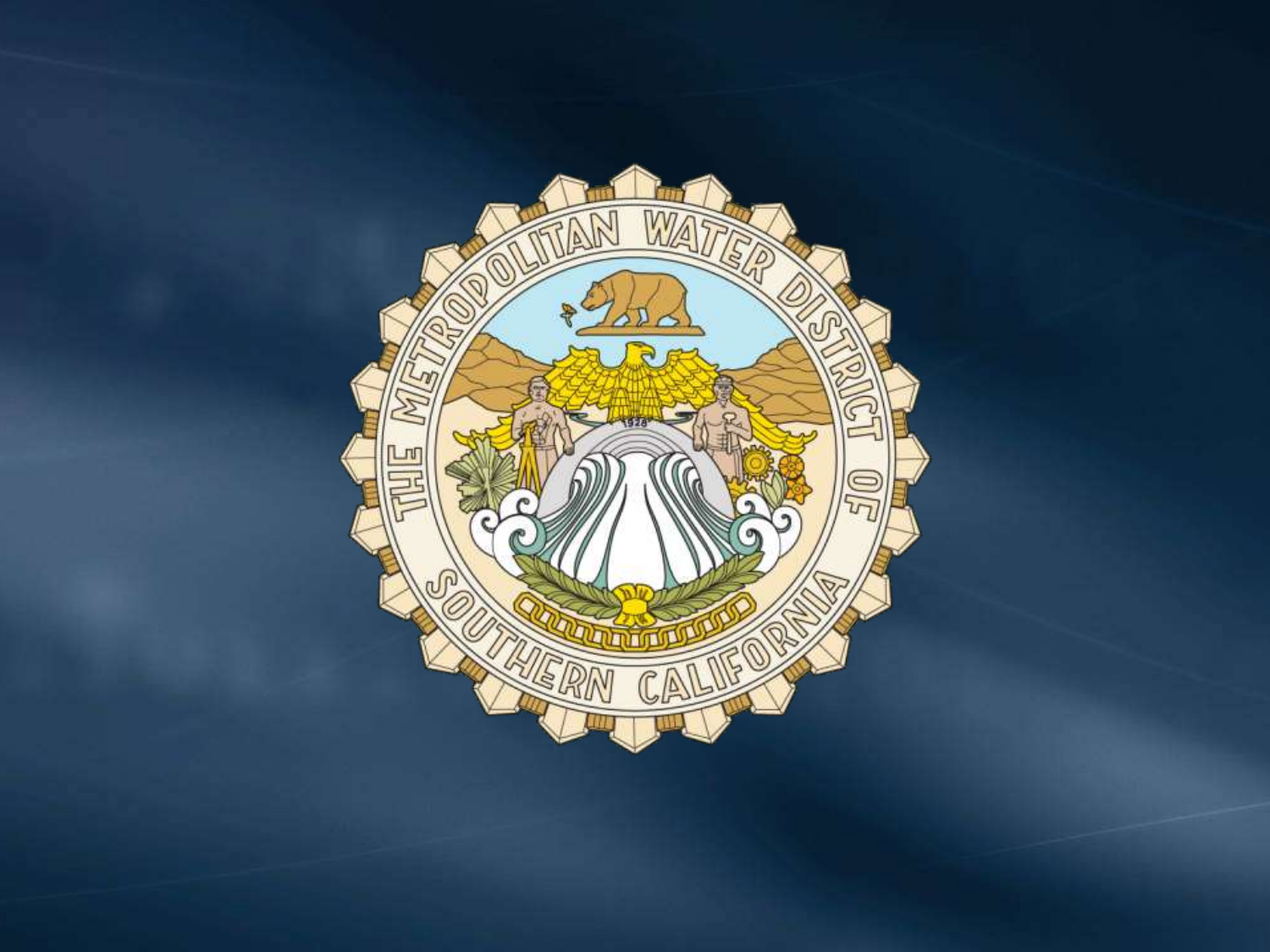THE METROPOLITAN WATER DISTRICT OF SOUTHERN CALIFORNIA

1928